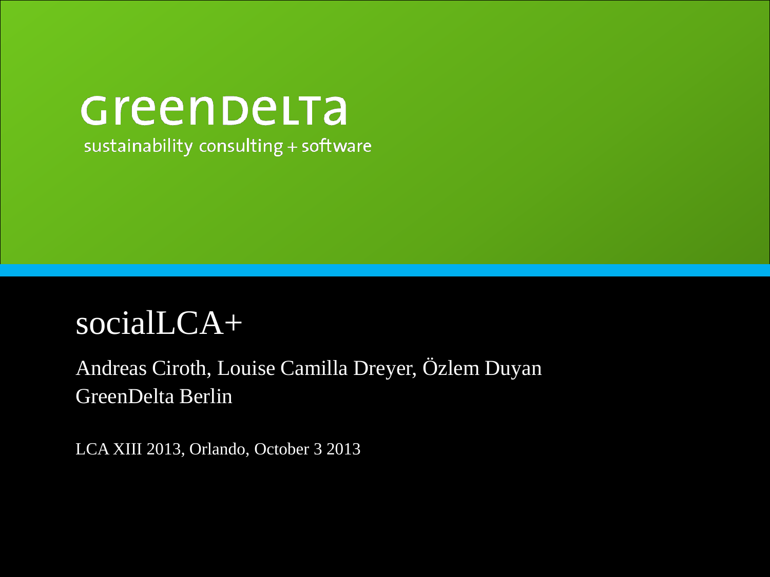GreenDelta

sustainability consulting + software

# socialLCA+

Andreas Ciroth, Louise Camilla Dreyer, Özlem Duyan

GreenDelta Berlin

LCA XIII 2013, Orlando, October 3 2013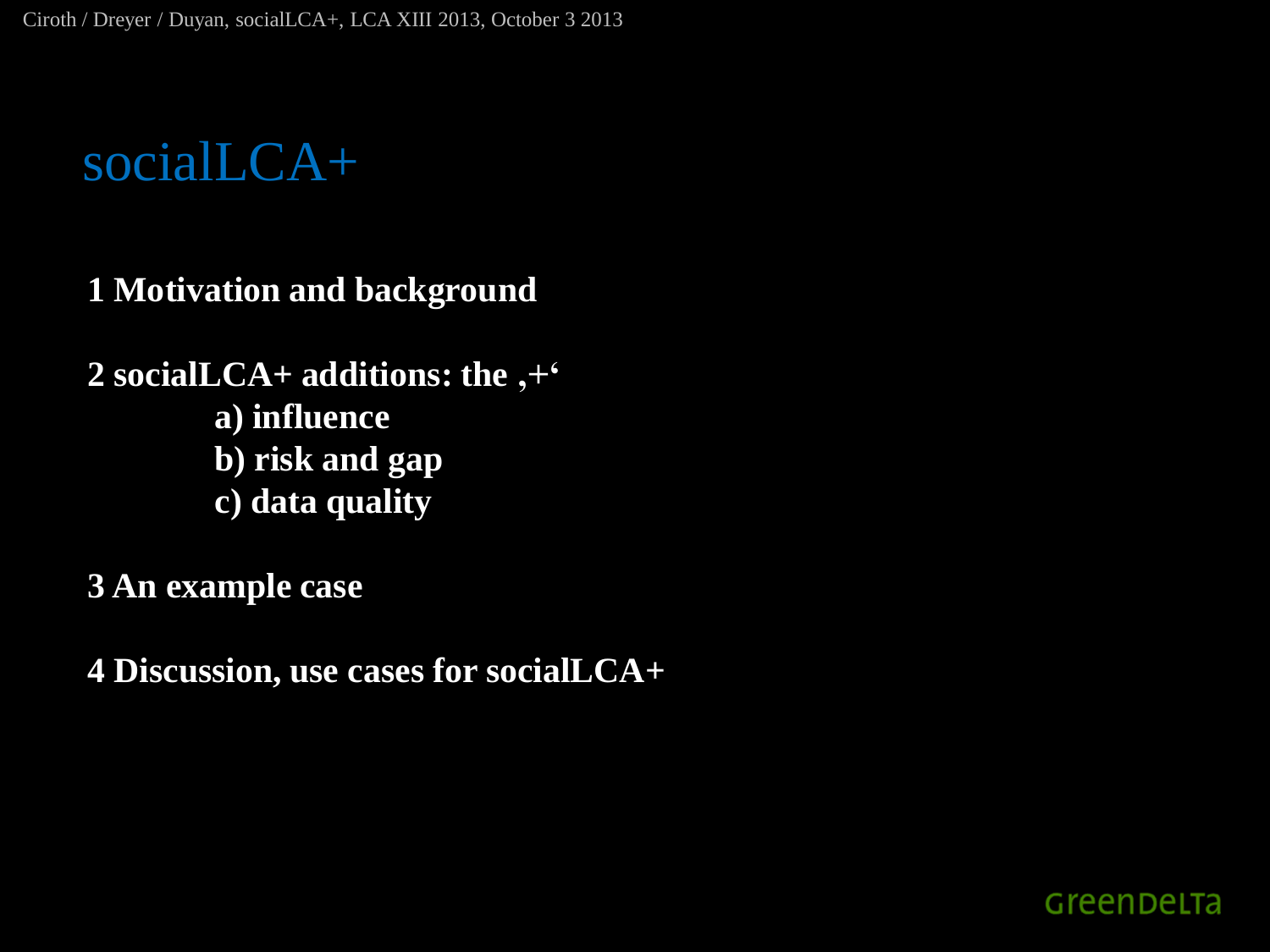# socialLCA+

**1 Motivation and background**

**2 socialLCA+ additions: the ‚+‘**

- **a) influence**
- **b) risk and gap**
- **c) data quality**

**3 An example case**

**4 Discussion, use cases for socialLCA+**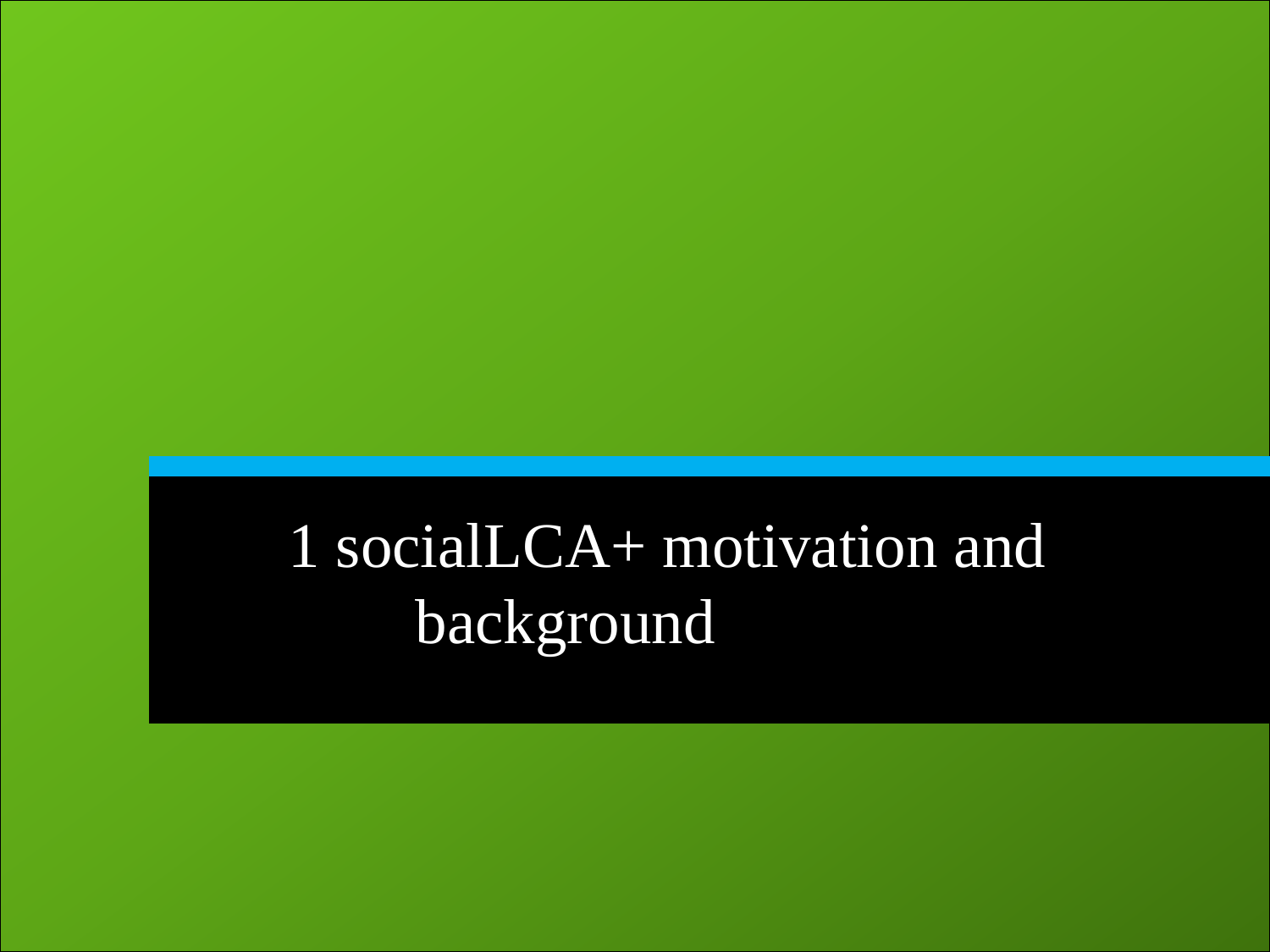# 1 socialLCA+ motivation and background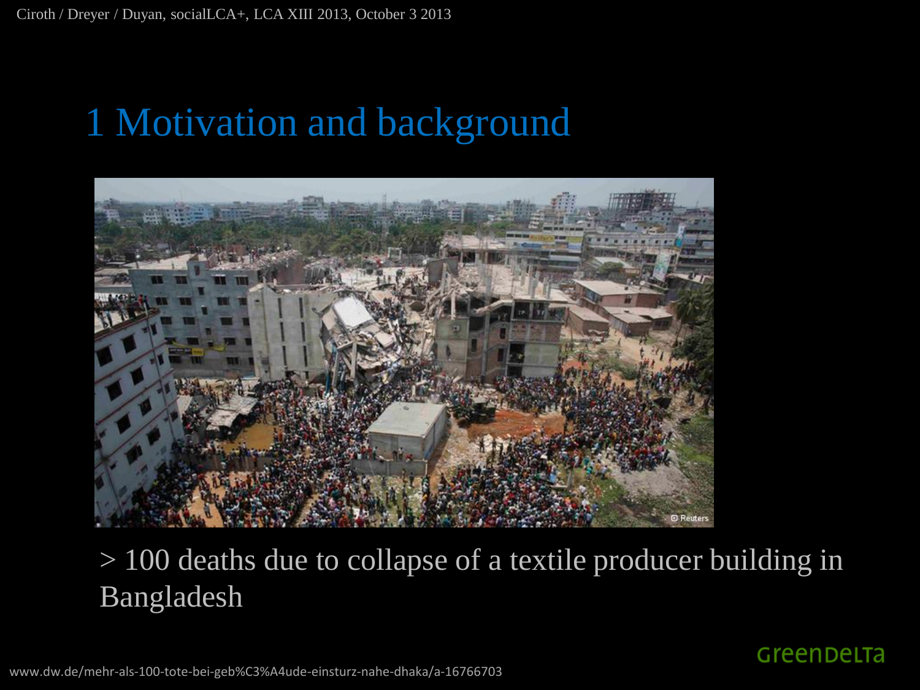# 1 Motivation and background

> 100 deaths due to collapse of a textile producer building in Bangladesh

www.dw.de/mehr-als-100-tote-bei-geb%C3%A4ude-einsturz-nahe-dhaka/a-16766703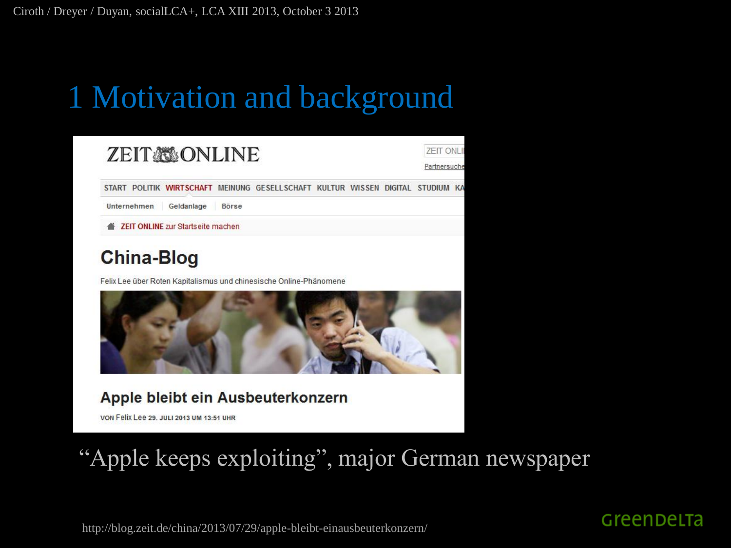# 1 Motivation and background

ZEIT ONLINE

START POLITIK WIRTSCHAFT MEINUNG GESELLSCHAFT KULTUR WISSEN DIGITAL STUDIUM KA

Unternehmen | Geldanlage | Börse

ZEIT ONLINE zur Startseite machen

## China-Blog

Felix Lee über Roten Kapitalismus und chinesische Online-Phänomene

### Apple bleibt ein Ausbeuterkonzern

VON Felix Lee 29. JULI 2013 UM 13:51 UHR

"Apple keeps exploiting", major German newspaper

http://blog.zeit.de/china/2013/07/29/apple-bleibt-einausbeuterkonzern/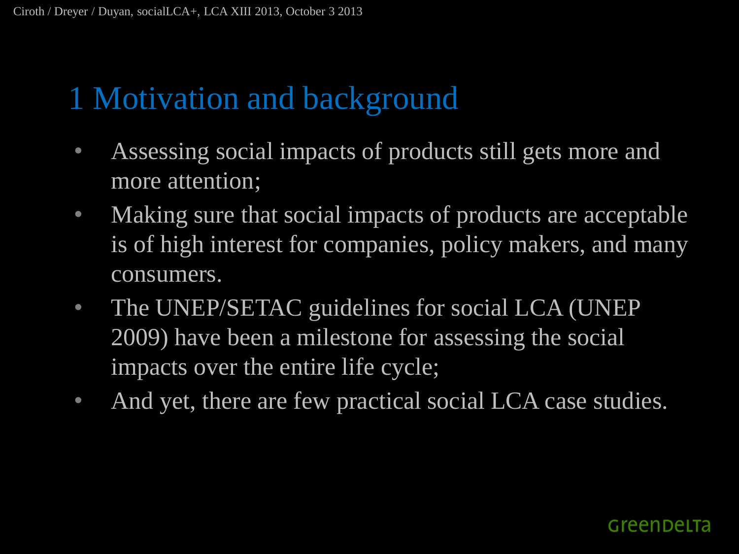# 1 Motivation and background

- Assessing social impacts of products still gets more and more attention;
- Making sure that social impacts of products are acceptable is of high interest for companies, policy makers, and many consumers.
- The UNEP/SETAC guidelines for social LCA (UNEP 2009) have been a milestone for assessing the social impacts over the entire life cycle;
- And yet, there are few practical social LCA case studies.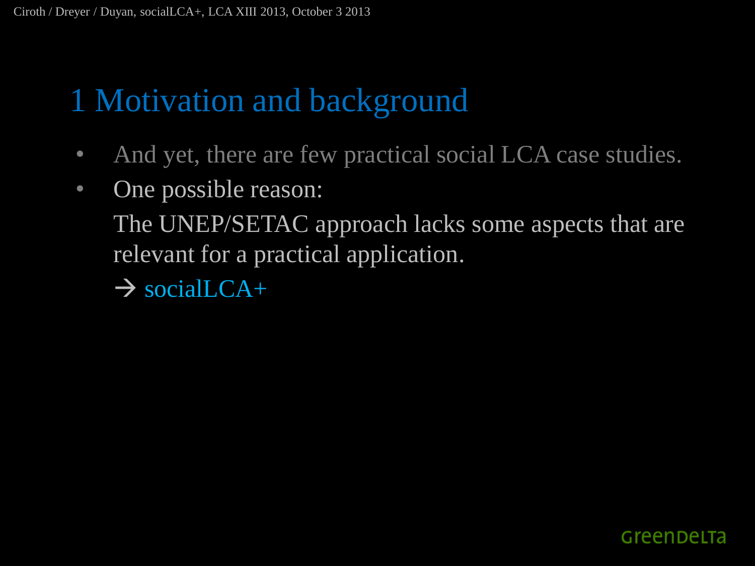# 1 Motivation and background

- And yet, there are few practical social LCA case studies.
- One possible reason:

  The UNEP/SETAC approach lacks some aspects that are relevant for a practical application.

  → socialLCA+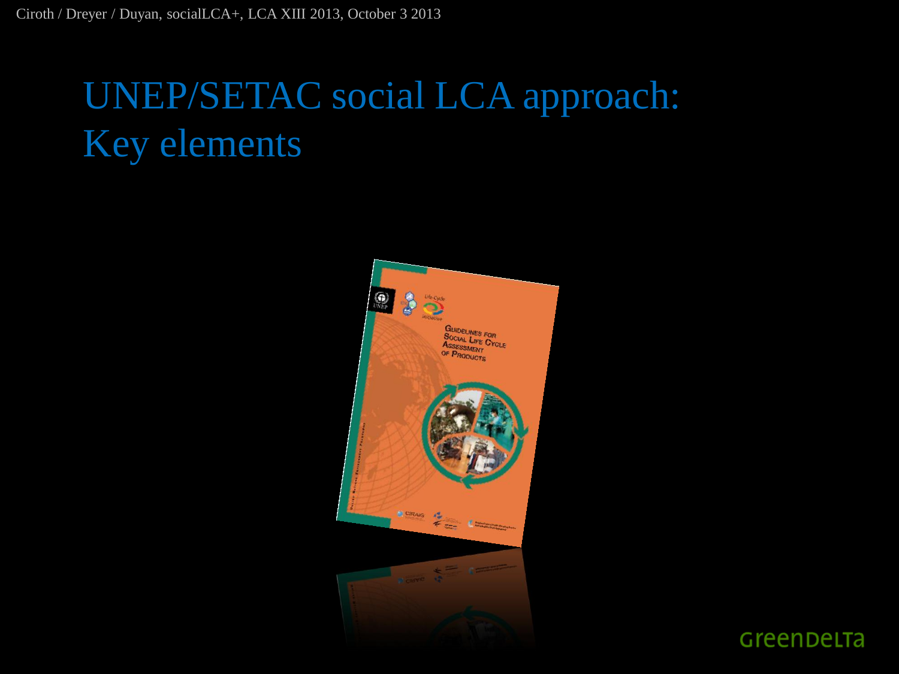# UNEP/SETAC social LCA approach: Key elements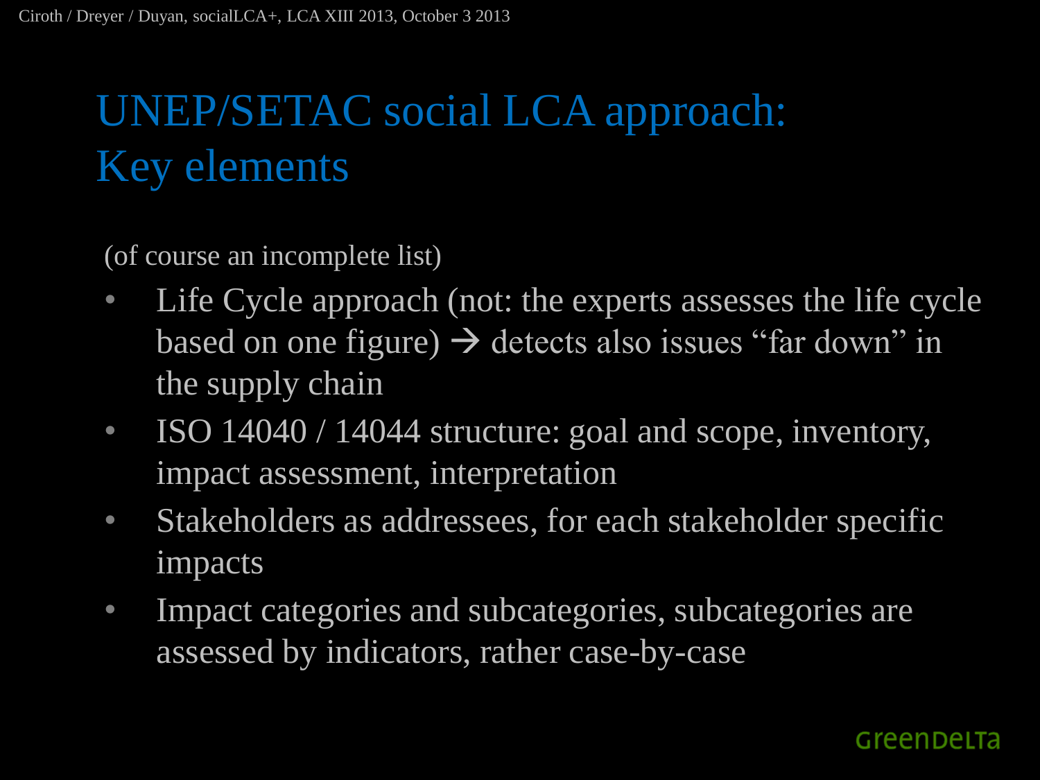# UNEP/SETAC social LCA approach: Key elements

(of course an incomplete list)

- Life Cycle approach (not: the experts assesses the life cycle based on one figure) → detects also issues “far down” in the supply chain
- ISO 14040 / 14044 structure: goal and scope, inventory, impact assessment, interpretation
- Stakeholders as addressees, for each stakeholder specific impacts
- Impact categories and subcategories, subcategories are assessed by indicators, rather case-by-case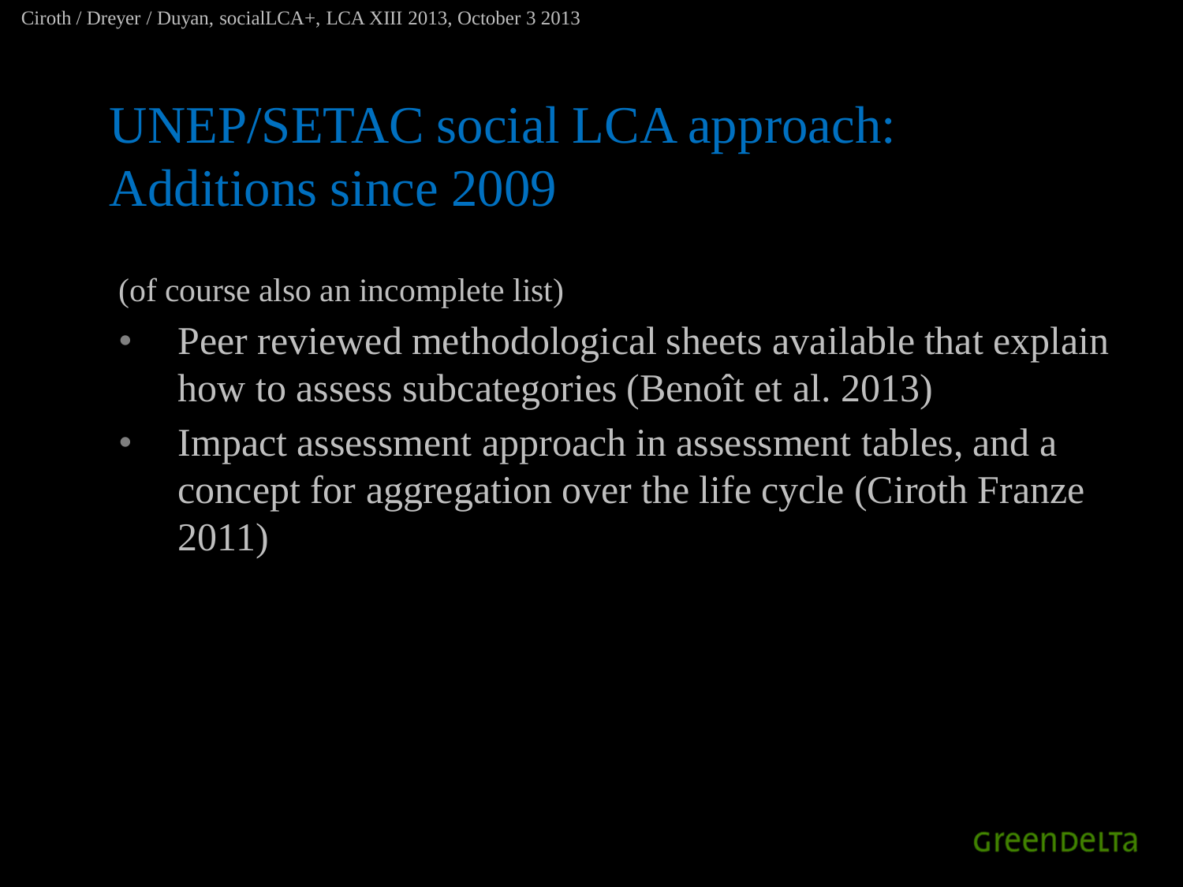# UNEP/SETAC social LCA approach: Additions since 2009

(of course also an incomplete list)

- Peer reviewed methodological sheets available that explain how to assess subcategories (Benoît et al. 2013)
- Impact assessment approach in assessment tables, and a concept for aggregation over the life cycle (Ciroth Franze 2011)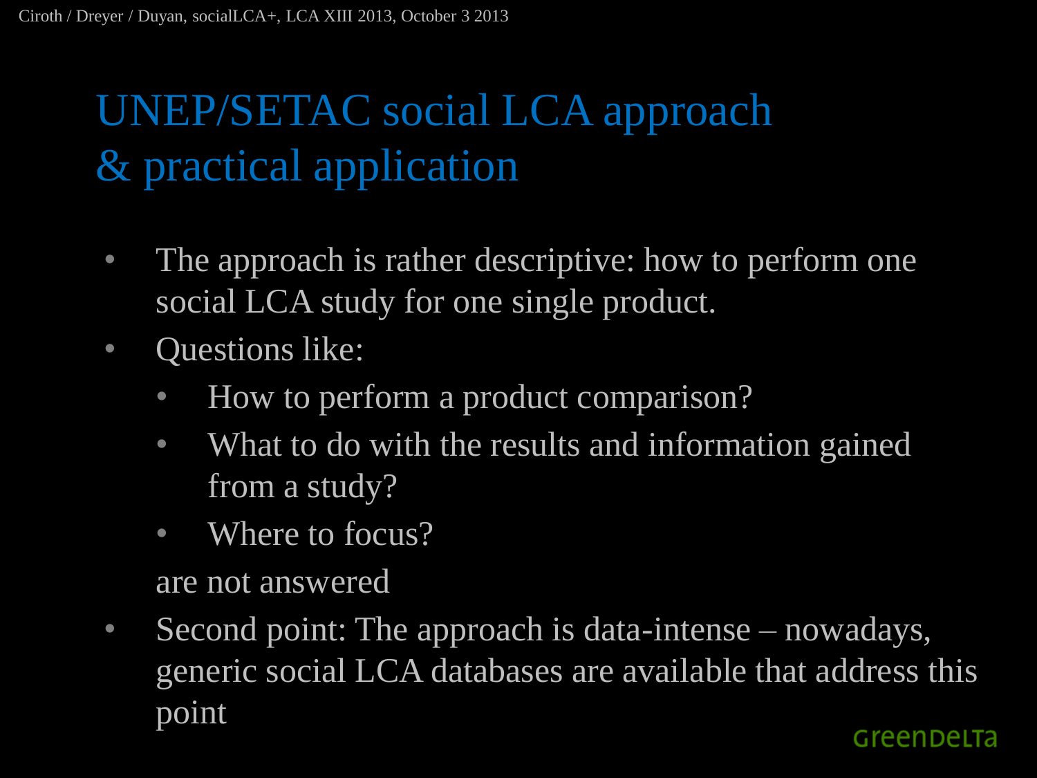# UNEP/SETAC social LCA approach & practical application

- The approach is rather descriptive: how to perform one social LCA study for one single product.
- Questions like:
  - How to perform a product comparison?
  - What to do with the results and information gained from a study?
  - Where to focus?

  are not answered
- Second point: The approach is data-intense – nowadays, generic social LCA databases are available that address this point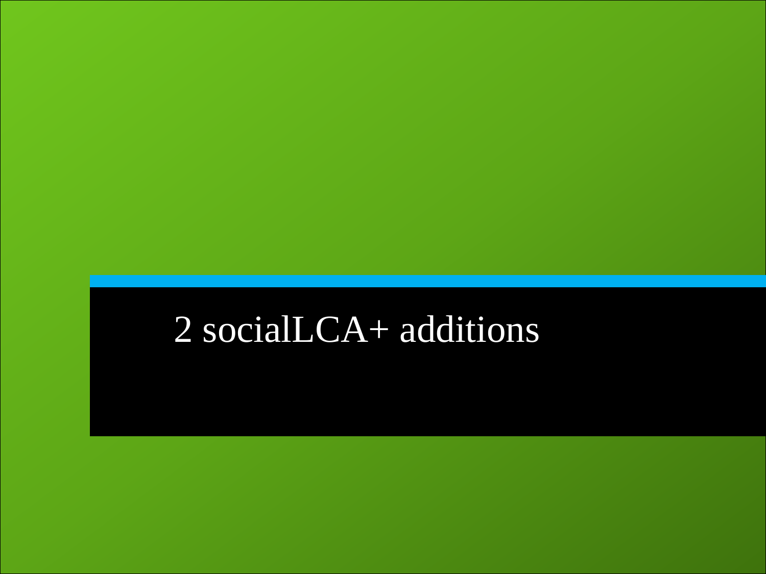# 2 socialLCA+ additions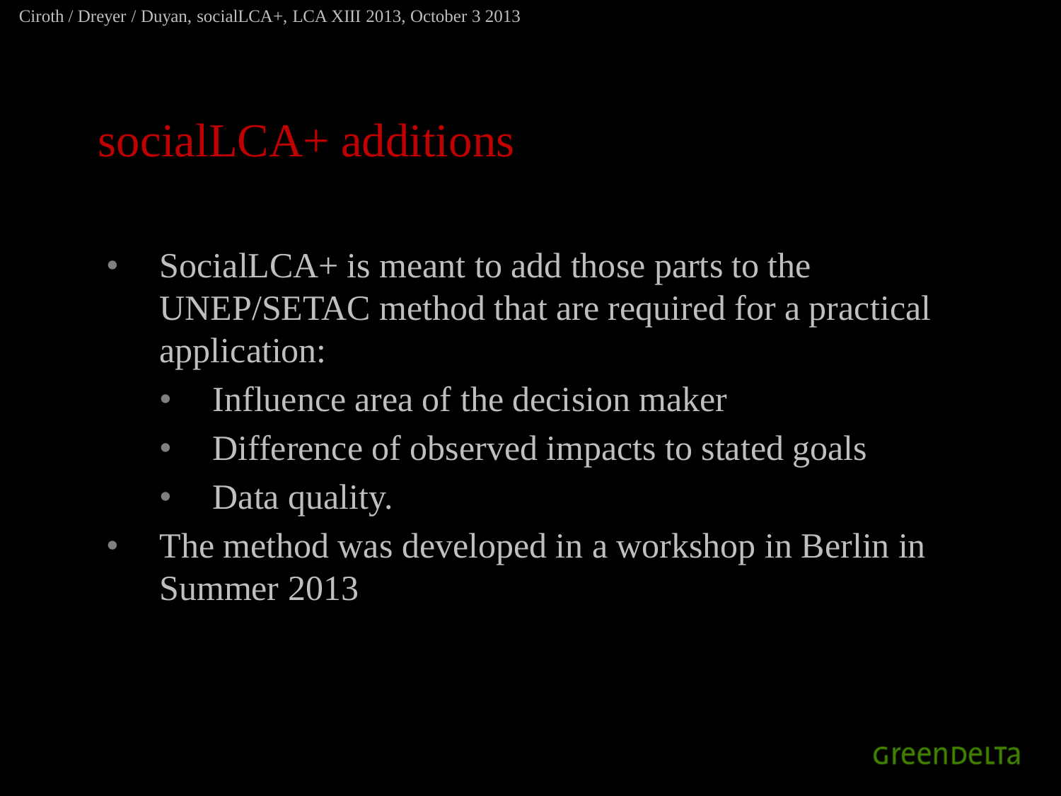# socialLCA+ additions

- SocialLCA+ is meant to add those parts to the UNEP/SETAC method that are required for a practical application:
  - Influence area of the decision maker
  - Difference of observed impacts to stated goals
  - Data quality.
- The method was developed in a workshop in Berlin in Summer 2013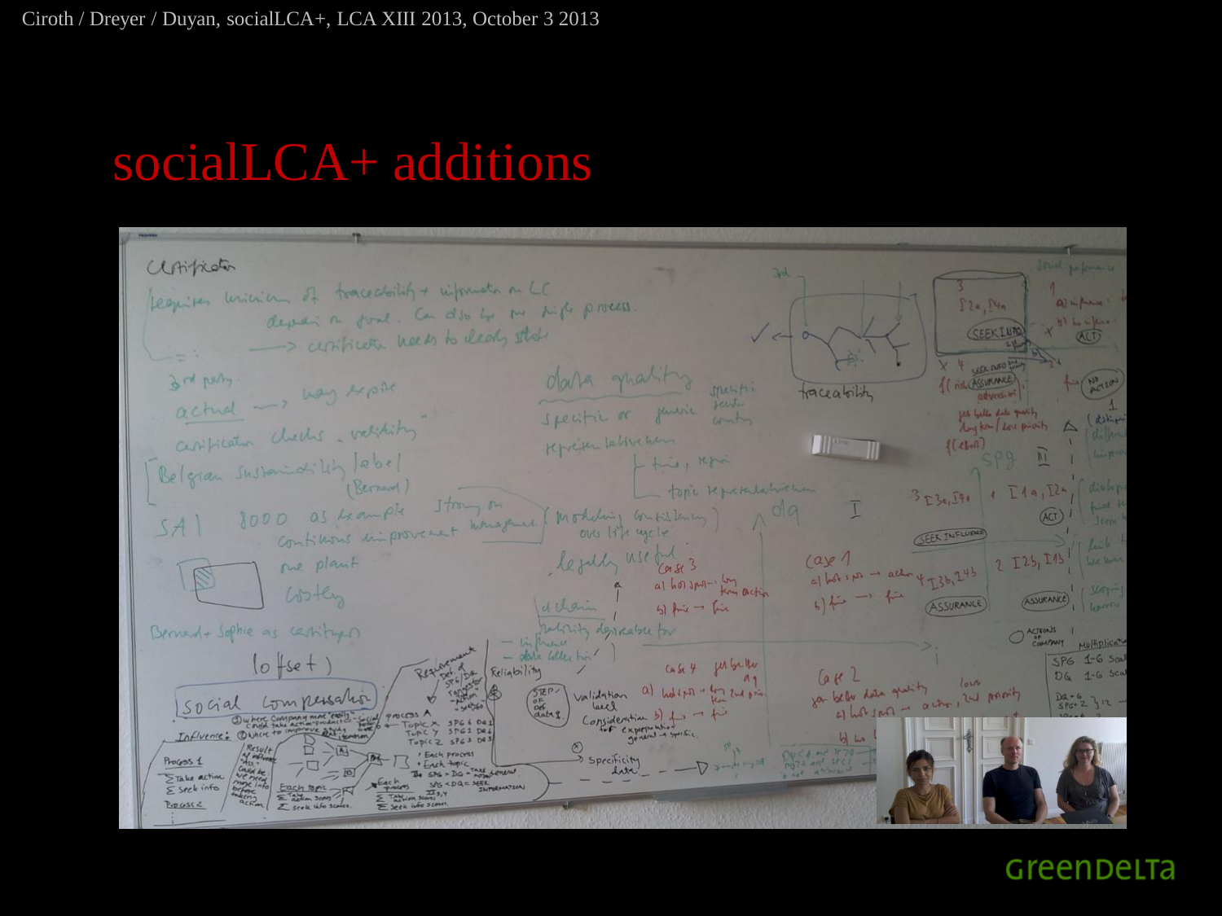# socialLCA+ additions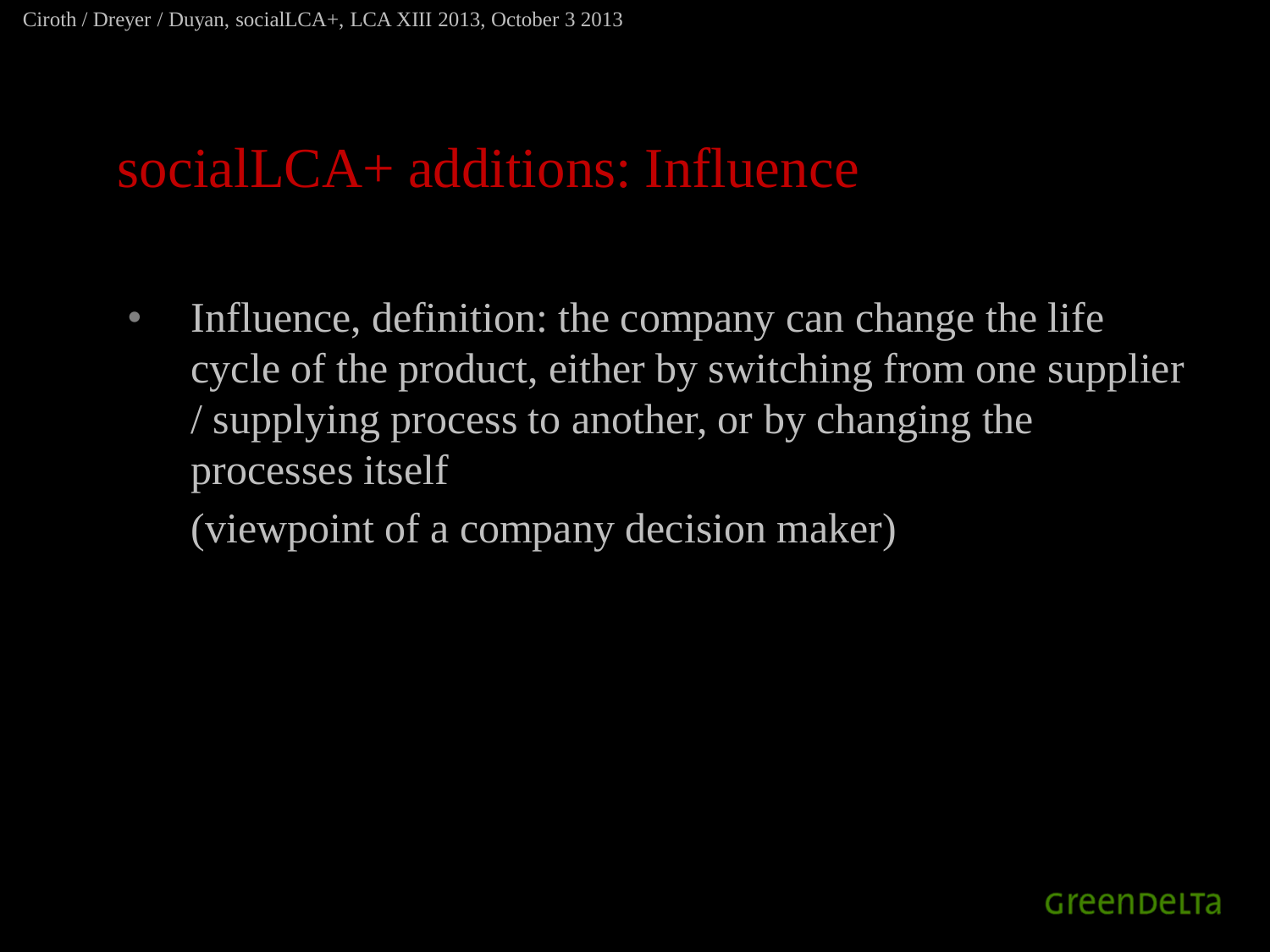# socialLCA+ additions: Influence

- Influence, definition: the company can change the life cycle of the product, either by switching from one supplier / supplying process to another, or by changing the processes itself

  (viewpoint of a company decision maker)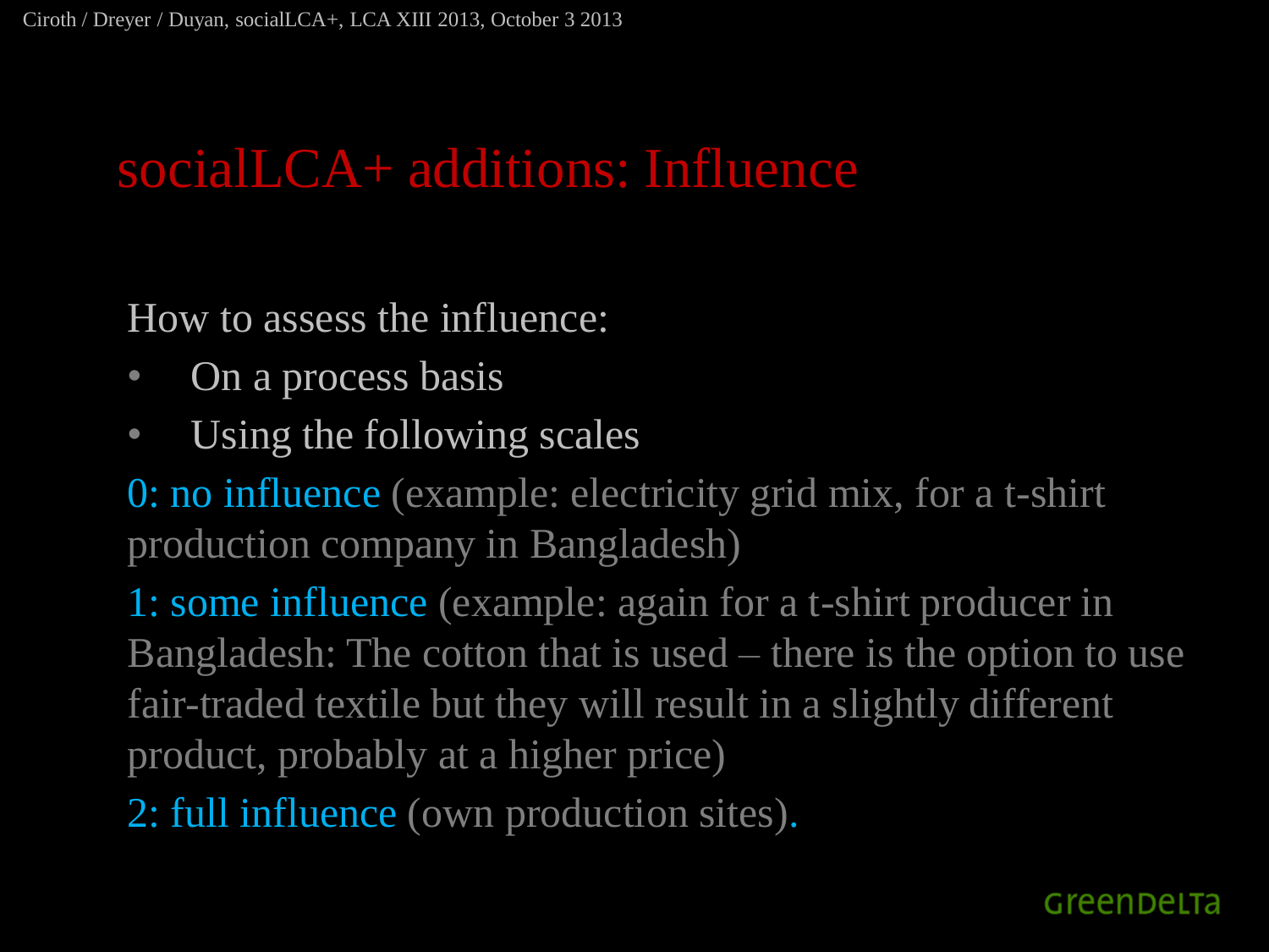# socialLCA+ additions: Influence

How to assess the influence:

- On a process basis
- Using the following scales

0: no influence (example: electricity grid mix, for a t-shirt production company in Bangladesh)

1: some influence (example: again for a t-shirt producer in Bangladesh: The cotton that is used – there is the option to use fair-traded textile but they will result in a slightly different product, probably at a higher price)

2: full influence (own production sites).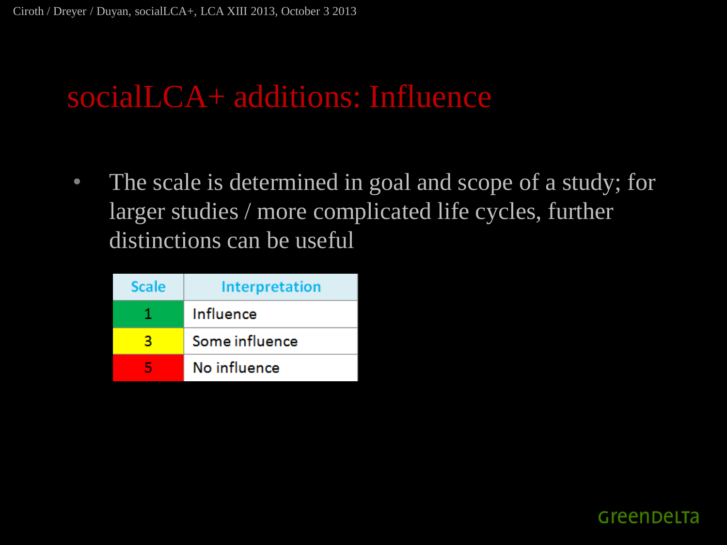# socialLCA+ additions: Influence

- The scale is determined in goal and scope of a study; for larger studies / more complicated life cycles, further distinctions can be useful

| Scale | Interpretation |
| --- | --- |
| 1 | Influence |
| 3 | Some influence |
| 5 | No influence |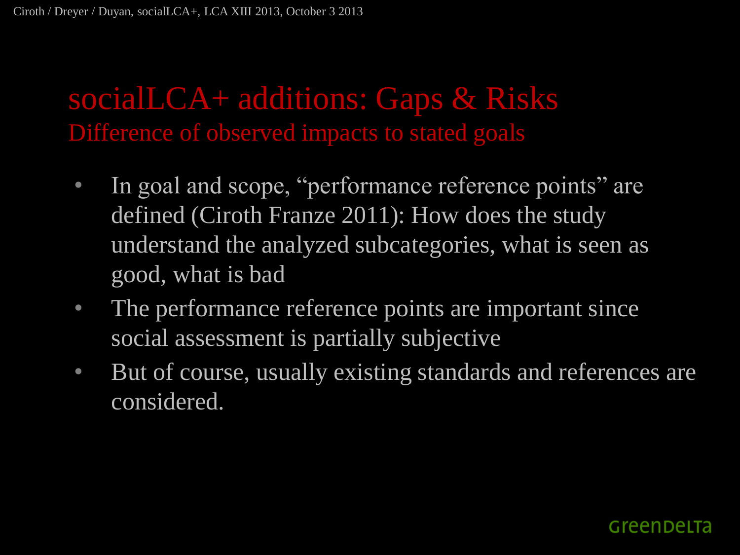# socialLCA+ additions: Gaps & Risks

## Difference of observed impacts to stated goals

- In goal and scope, “performance reference points” are defined (Ciroth Franze 2011): How does the study understand the analyzed subcategories, what is seen as good, what is bad
- The performance reference points are important since social assessment is partially subjective
- But of course, usually existing standards and references are considered.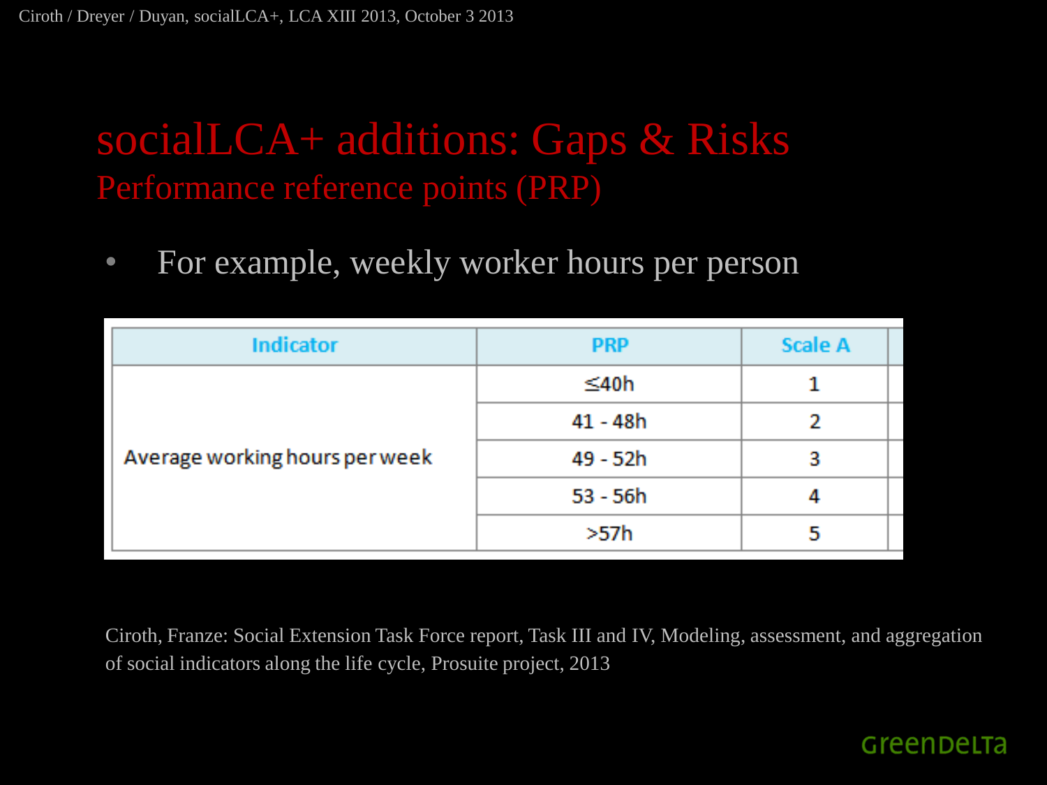# socialLCA+ additions: Gaps & Risks

## Performance reference points (PRP)

- For example, weekly worker hours per person

| Indicator | PRP | Scale A |
|---|---|---|
| Average working hours per week | ≤40h | 1 |
| | 41 - 48h | 2 |
| | 49 - 52h | 3 |
| | 53 - 56h | 4 |
| | >57h | 5 |

Ciroth, Franze: Social Extension Task Force report, Task III and IV, Modeling, assessment, and aggregation of social indicators along the life cycle, Prosuite project, 2013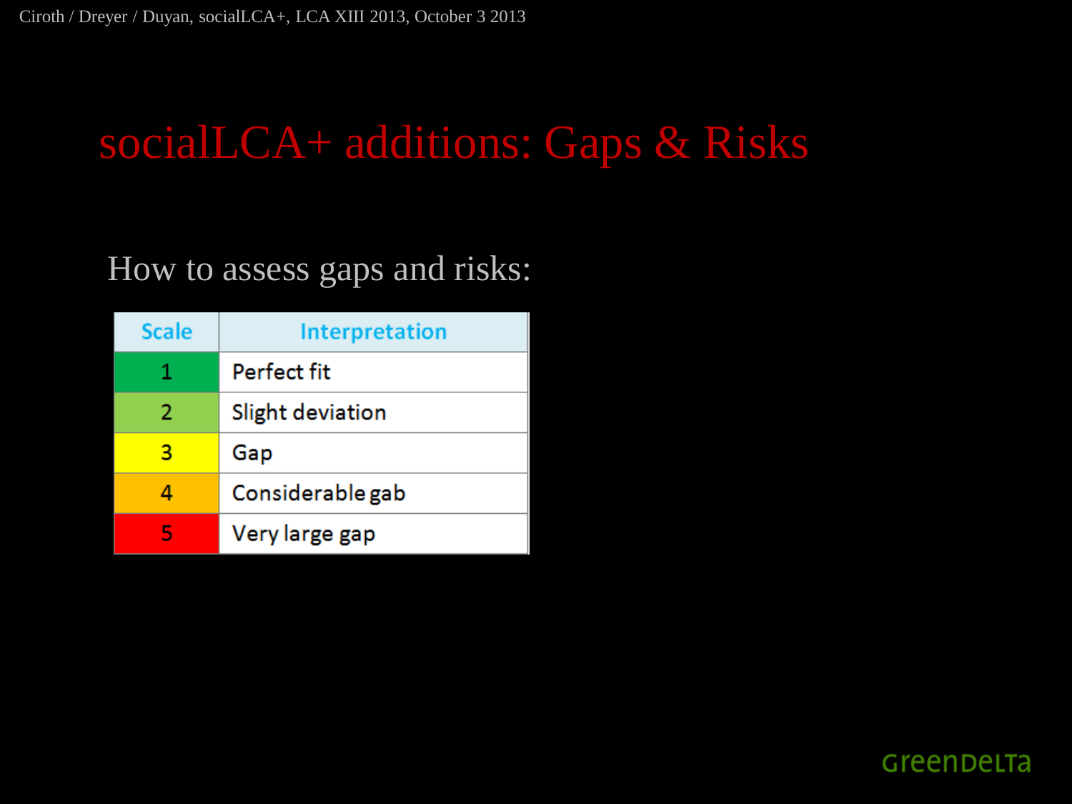# socialLCA+ additions: Gaps & Risks

How to assess gaps and risks:

| Scale | Interpretation |
|---|---|
| 1 | Perfect fit |
| 2 | Slight deviation |
| 3 | Gap |
| 4 | Considerable gab |
| 5 | Very large gap |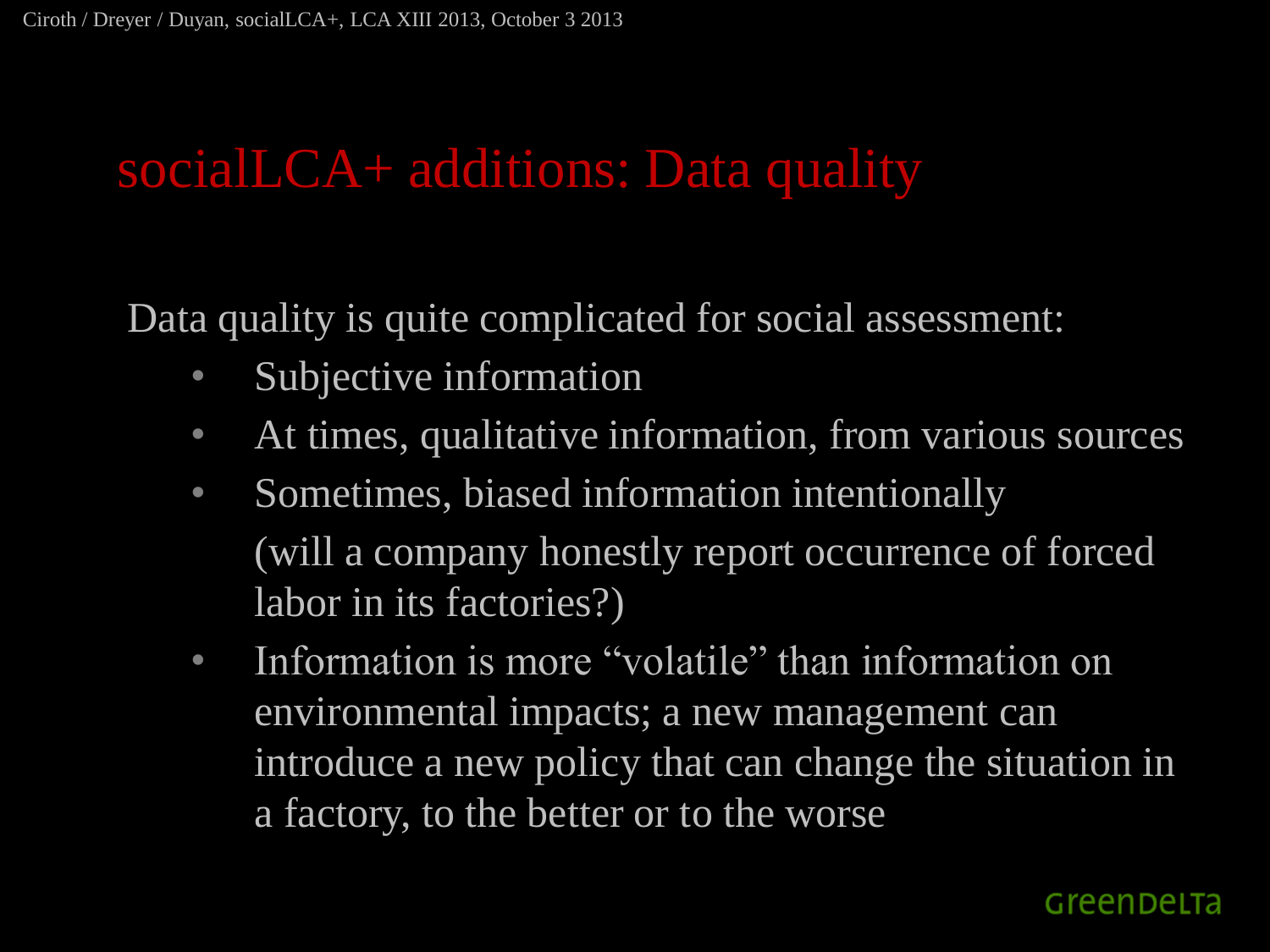# socialLCA+ additions: Data quality

Data quality is quite complicated for social assessment:

- Subjective information
- At times, qualitative information, from various sources
- Sometimes, biased information intentionally (will a company honestly report occurrence of forced labor in its factories?)
- Information is more "volatile" than information on environmental impacts; a new management can introduce a new policy that can change the situation in a factory, to the better or to the worse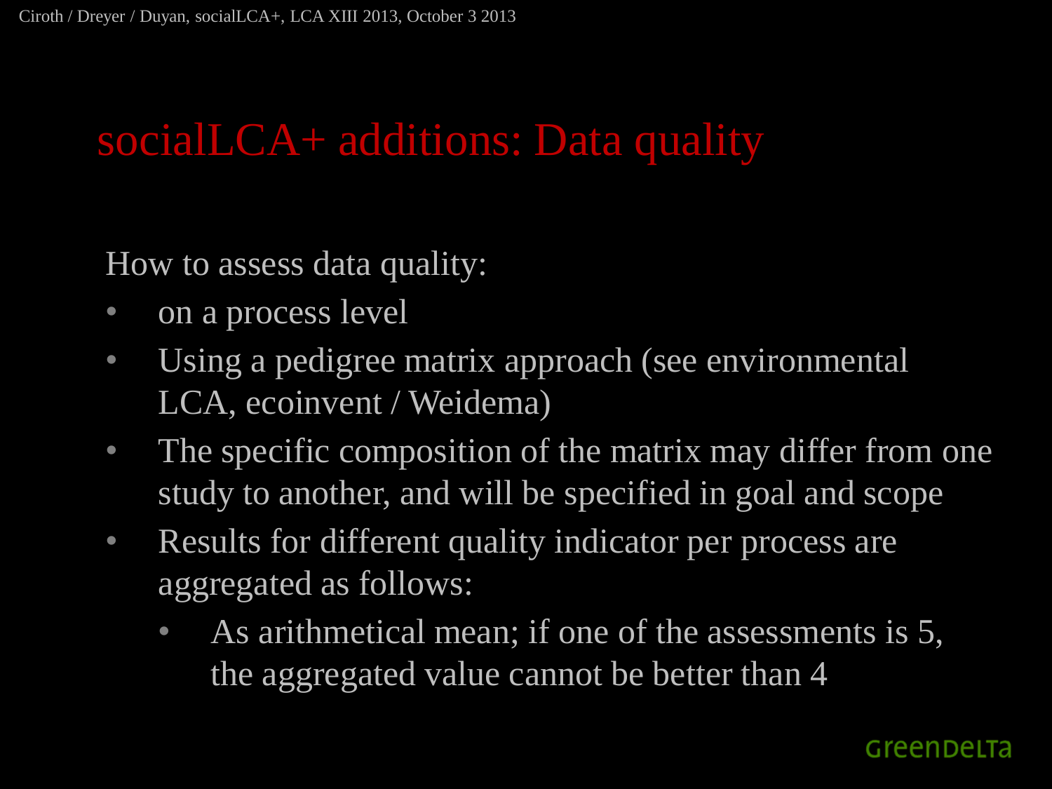# socialLCA+ additions: Data quality

How to assess data quality:

- on a process level
- Using a pedigree matrix approach (see environmental LCA, ecoinvent / Weidema)
- The specific composition of the matrix may differ from one study to another, and will be specified in goal and scope
- Results for different quality indicator per process are aggregated as follows:
  - As arithmetical mean; if one of the assessments is 5, the aggregated value cannot be better than 4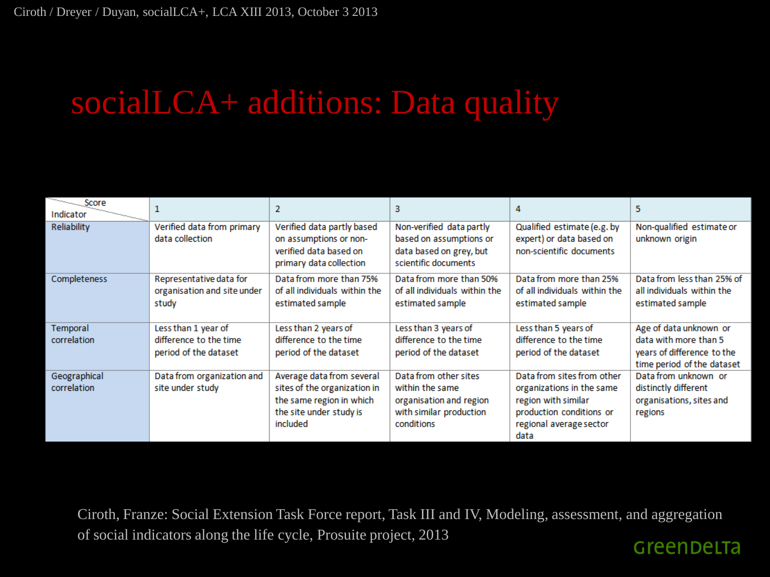# socialLCA+ additions: Data quality

| Indicator \ Score | 1 | 2 | 3 | 4 | 5 |
|---|---|---|---|---|---|
| Reliability | Verified data from primary data collection | Verified data partly based on assumptions or non-verified data based on primary data collection | Non-verified data partly based on assumptions or data based on grey, but scientific documents | Qualified estimate (e.g. by expert) or data based on non-scientific documents | Non-qualified estimate or unknown origin |
| Completeness | Representative data for organisation and site under study | Data from more than 75% of all individuals within the estimated sample | Data from more than 50% of all individuals within the estimated sample | Data from more than 25% of all individuals within the estimated sample | Data from less than 25% of all individuals within the estimated sample |
| Temporal correlation | Less than 1 year of difference to the time period of the dataset | Less than 2 years of difference to the time period of the dataset | Less than 3 years of difference to the time period of the dataset | Less than 5 years of difference to the time period of the dataset | Age of data unknown or data with more than 5 years of difference to the time period of the dataset |
| Geographical correlation | Data from organization and site under study | Average data from several sites of the organization in the same region in which the site under study is included | Data from other sites within the same organisation and region with similar production conditions | Data from sites from other organizations in the same region with similar production conditions or regional average sector data | Data from unknown or distinctly different organisations, sites and regions |

Ciroth, Franze: Social Extension Task Force report, Task III and IV, Modeling, assessment, and aggregation of social indicators along the life cycle, Prosuite project, 2013

GreenDeLTa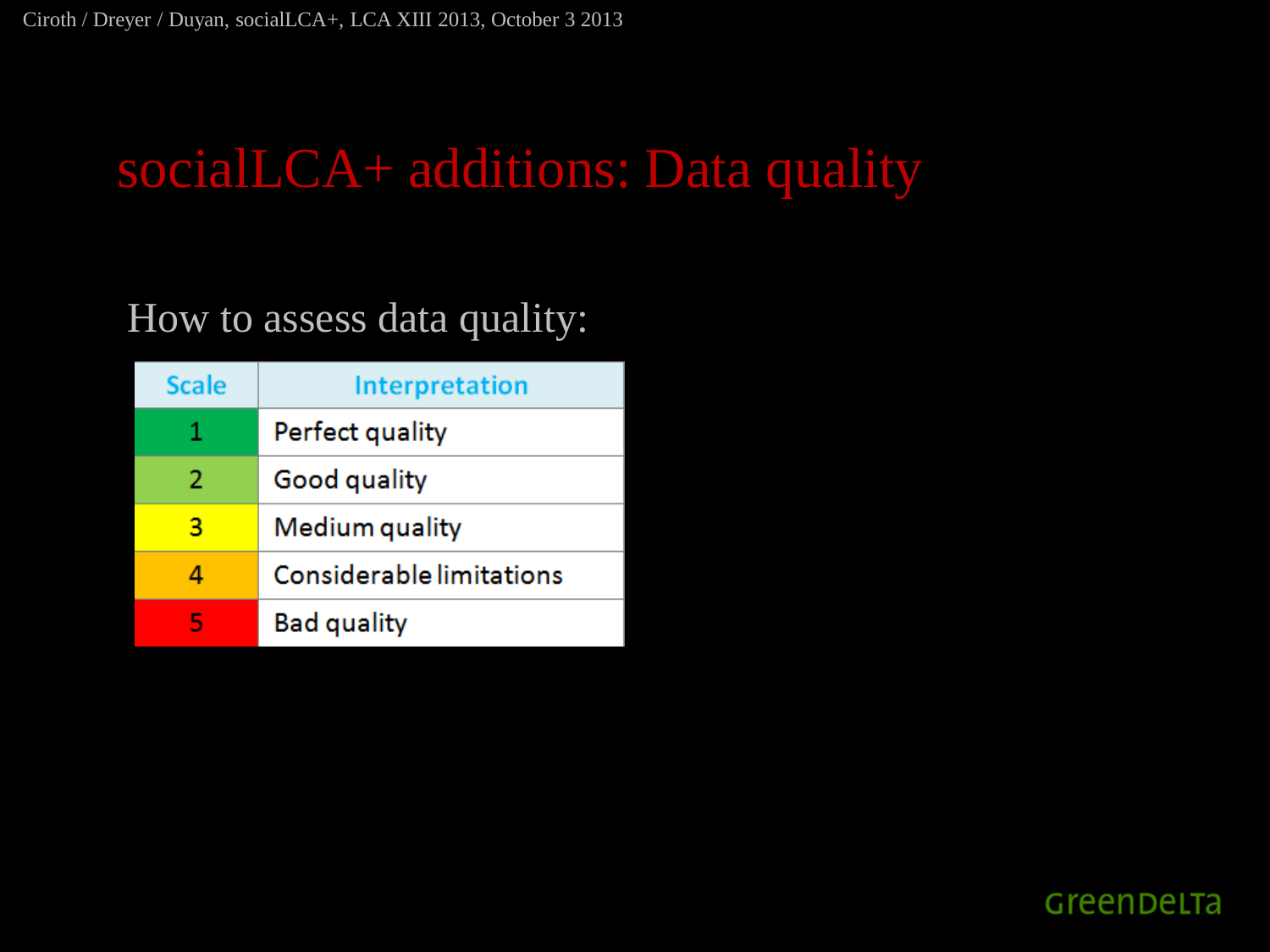# socialLCA+ additions: Data quality

How to assess data quality:

| Scale | Interpretation |
|---|---|
| 1 | Perfect quality |
| 2 | Good quality |
| 3 | Medium quality |
| 4 | Considerable limitations |
| 5 | Bad quality |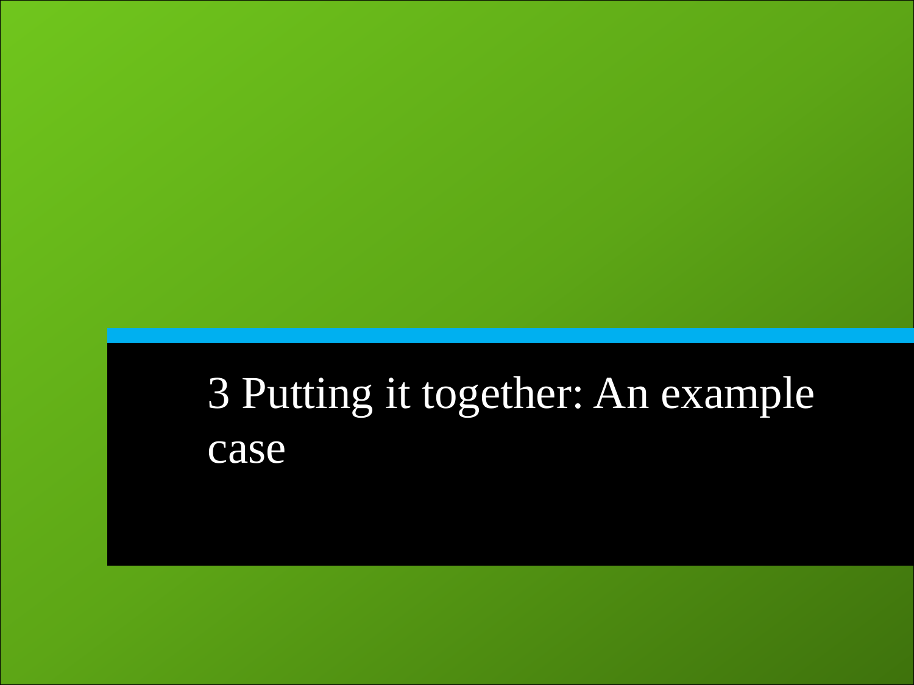# 3 Putting it together: An example case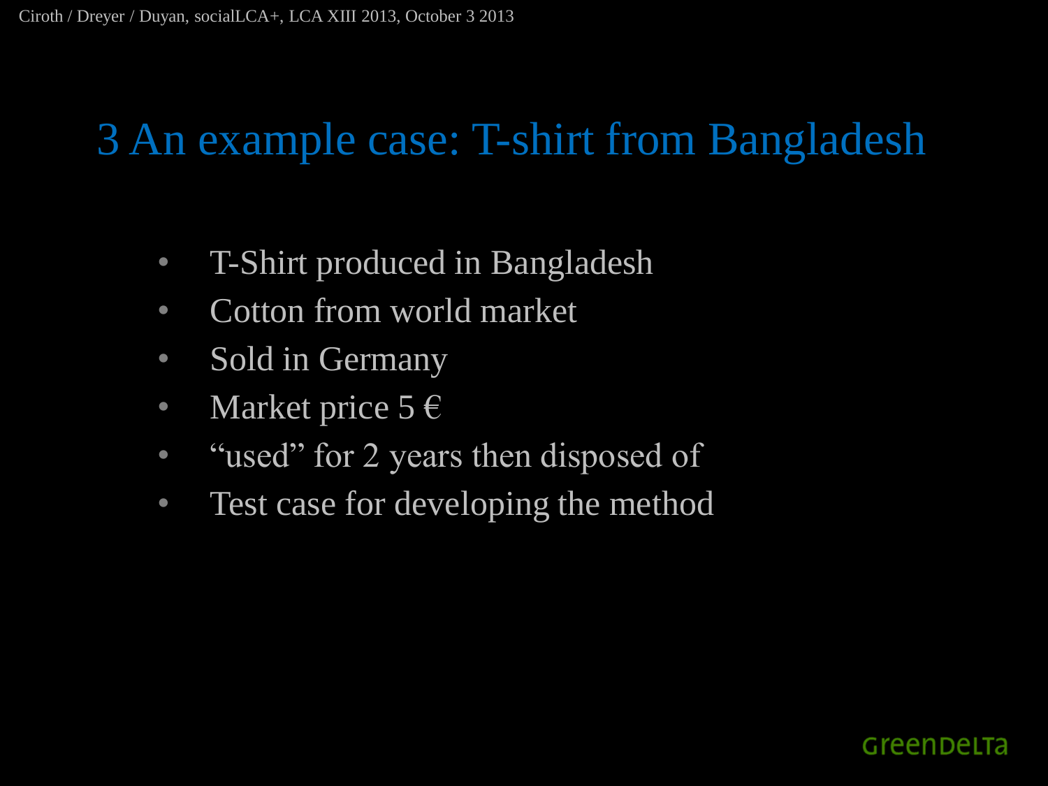# 3 An example case: T-shirt from Bangladesh

- T-Shirt produced in Bangladesh
- Cotton from world market
- Sold in Germany
- Market price 5 €
- “used” for 2 years then disposed of
- Test case for developing the method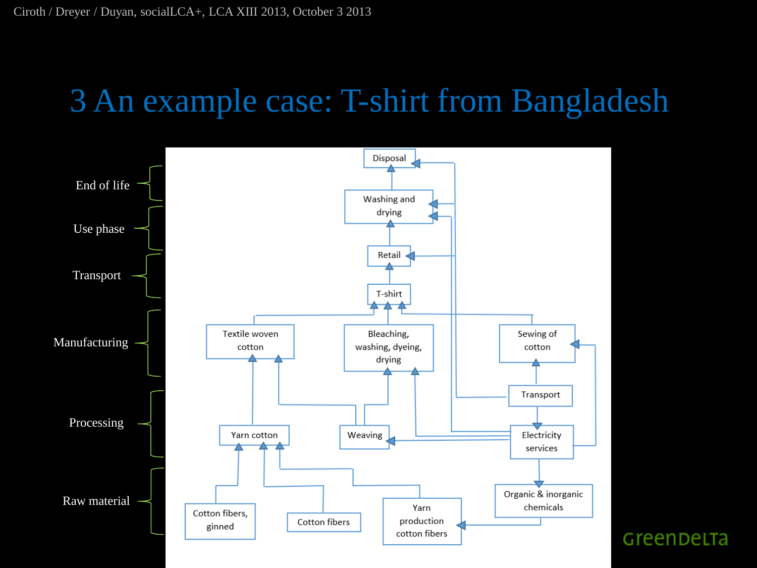# 3 An example case: T-shirt from Bangladesh

End of life

Use phase

Transport

Manufacturing

Processing

Raw material

Disposal

Washing and drying

Retail

T-shirt

Textile woven cotton

Bleaching, washing, dyeing, drying

Sewing of cotton

Transport

Yarn cotton

Weaving

Electricity services

Cotton fibers, ginned

Cotton fibers

Yarn production cotton fibers

Organic & inorganic chemicals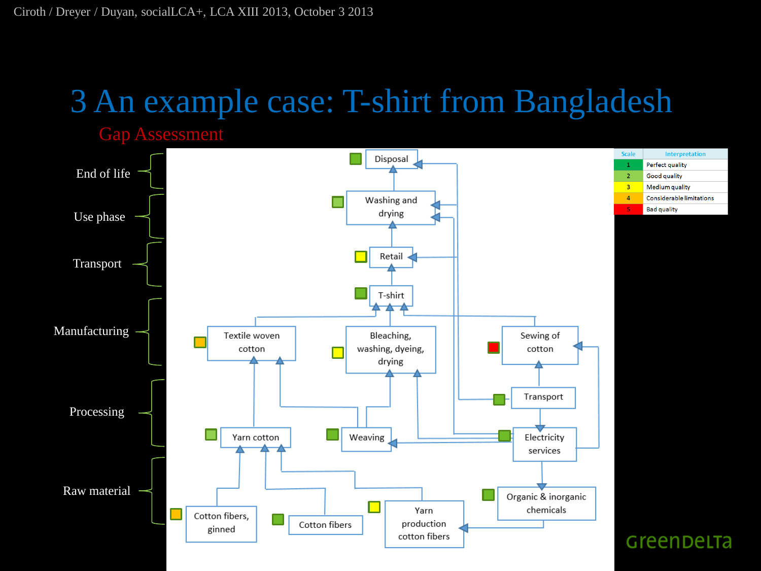# 3 An example case: T-shirt from Bangladesh

## Gap Assessment

| Scale | Interpretation |
|---|---|
| 1 | Perfect quality |
| 2 | Good quality |
| 3 | Medium quality |
| 4 | Considerable limitations |
| 5 | Bad quality |

End of life
- Disposal

Use phase
- Washing and drying

Transport
- Retail

Manufacturing
- T-shirt
- Textile woven cotton
- Bleaching, washing, dyeing, drying
- Sewing of cotton

Processing
- Transport
- Yarn cotton
- Weaving
- Electricity services

Raw material
- Cotton fibers, ginned
- Cotton fibers
- Yarn production cotton fibers
- Organic & inorganic chemicals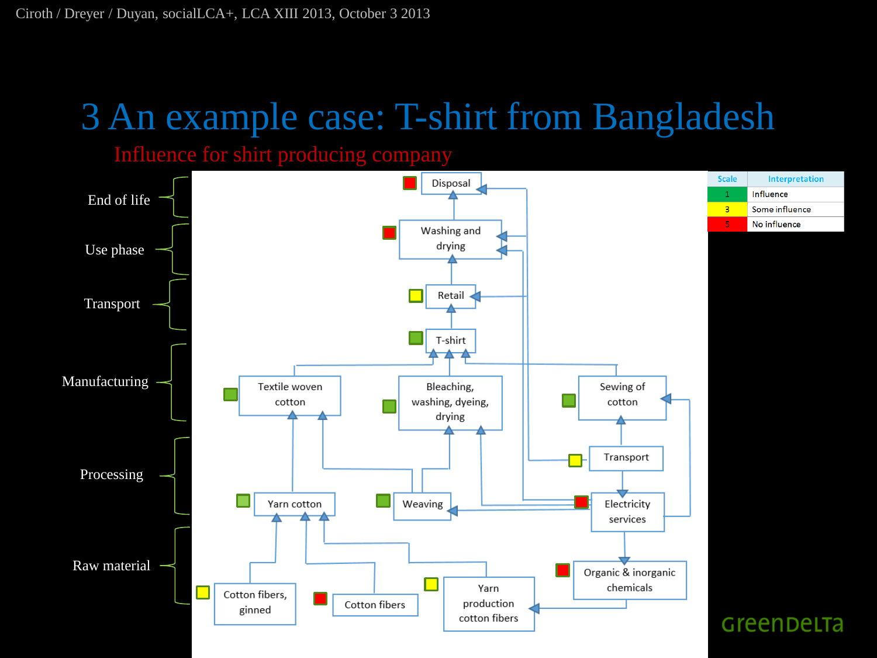# 3 An example case: T-shirt from Bangladesh

## Influence for shirt producing company

| Scale | Interpretation |
| --- | --- |
| 1 | Influence |
| 3 | Some influence |
| 5 | No influence |

End of life

Use phase

Transport

Manufacturing

Processing

Raw material

Disposal

Washing and drying

Retail

T-shirt

Textile woven cotton

Bleaching, washing, dyeing, drying

Sewing of cotton

Transport

Yarn cotton

Weaving

Electricity services

Cotton fibers, ginned

Cotton fibers

Yarn production cotton fibers

Organic & inorganic chemicals

GreenDeLTa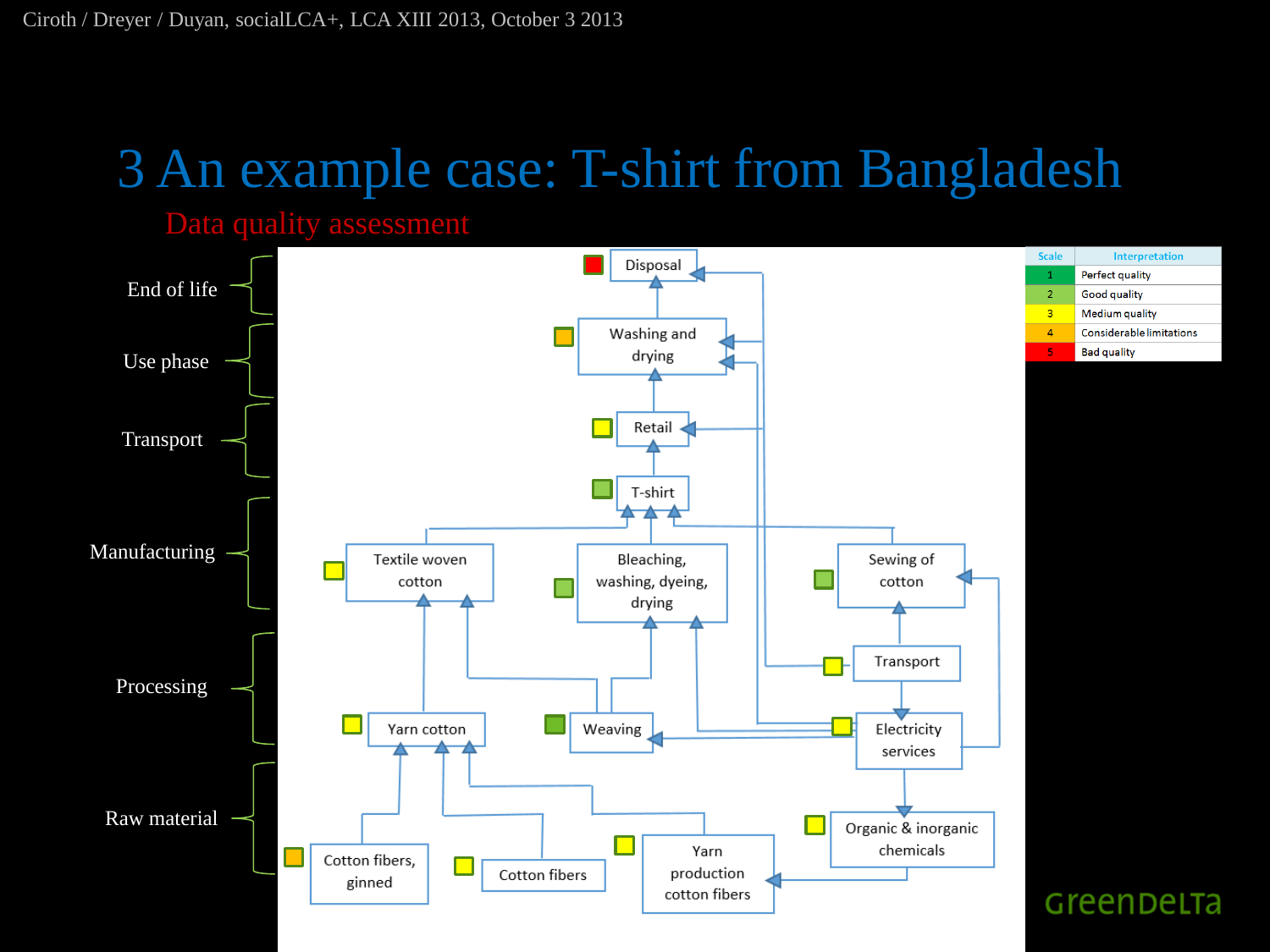# 3 An example case: T-shirt from Bangladesh

## Data quality assessment

| Scale | Interpretation |
|---|---|
| 1 | Perfect quality |
| 2 | Good quality |
| 3 | Medium quality |
| 4 | Considerable limitations |
| 5 | Bad quality |

End of life

- Disposal

Use phase

- Washing and drying

Transport

- Retail

Manufacturing

- T-shirt
- Textile woven cotton
- Bleaching, washing, dyeing, drying
- Sewing of cotton

Processing

- Transport
- Yarn cotton
- Weaving
- Electricity services

Raw material

- Organic & inorganic chemicals
- Cotton fibers, ginned
- Cotton fibers
- Yarn production cotton fibers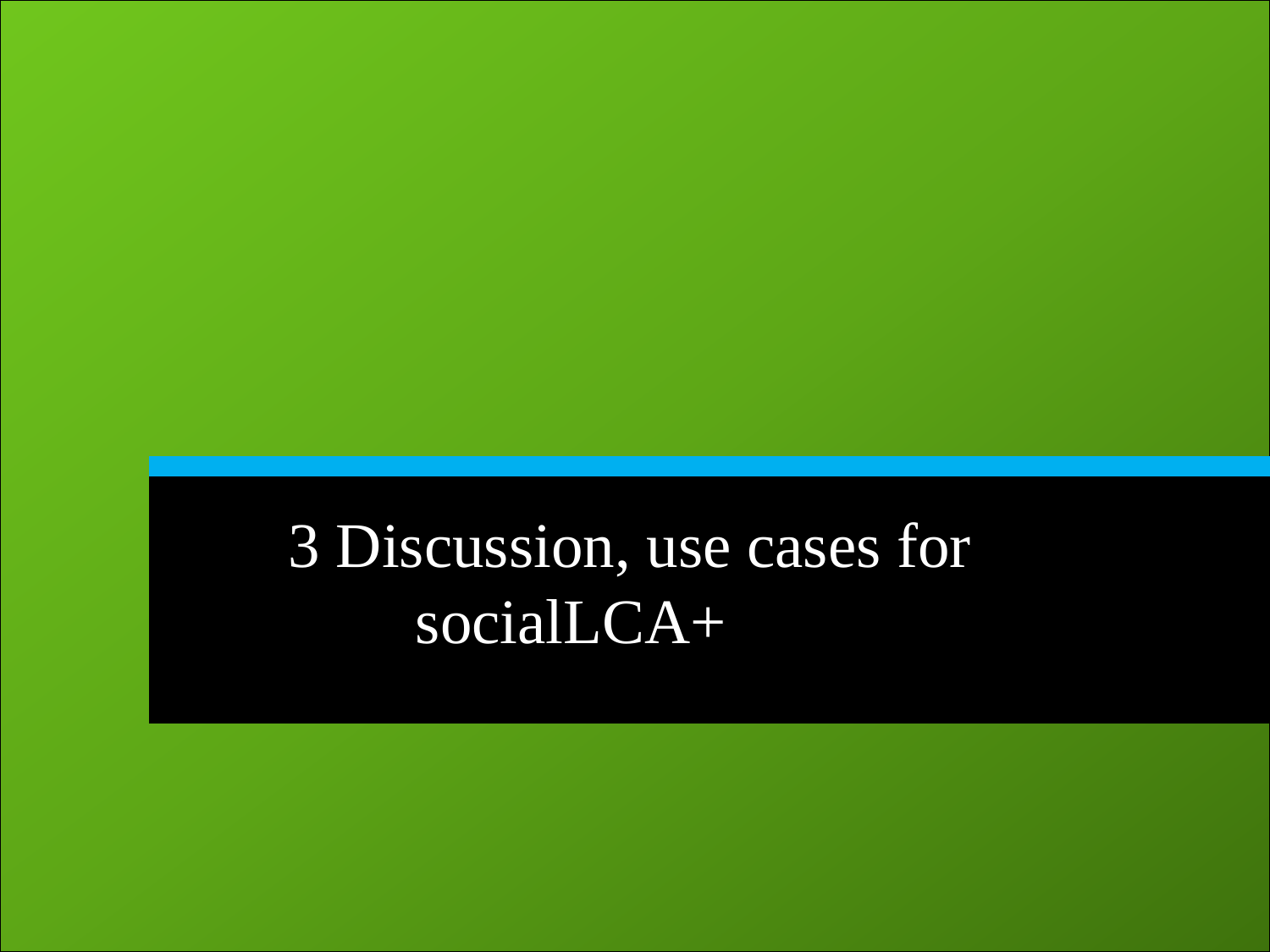# 3 Discussion, use cases for socialLCA+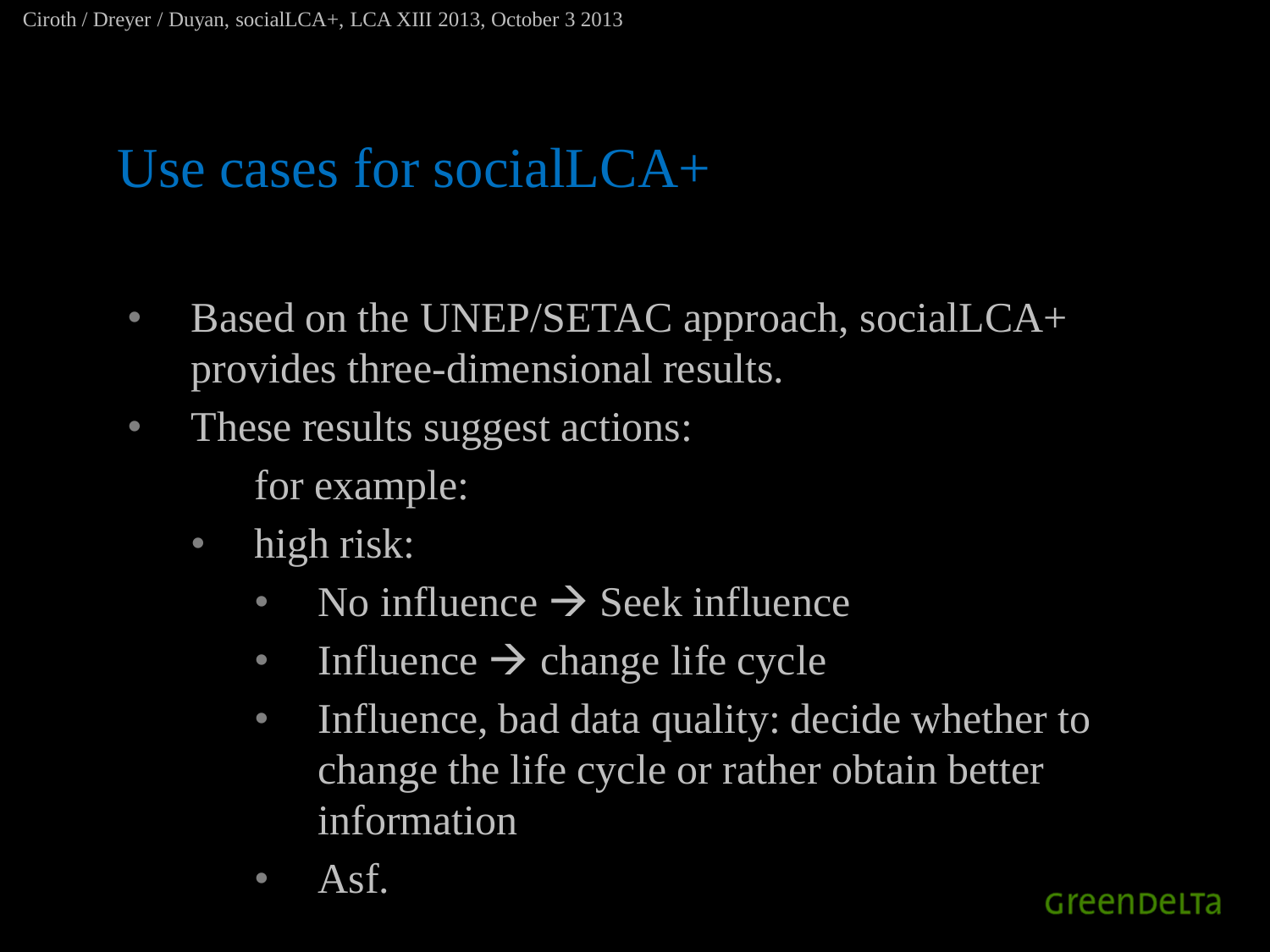# Use cases for socialLCA+

- Based on the UNEP/SETAC approach, socialLCA+ provides three-dimensional results.
- These results suggest actions:

  for example:

  - high risk:
    - No influence → Seek influence
    - Influence → change life cycle
    - Influence, bad data quality: decide whether to change the life cycle or rather obtain better information
    - Asf.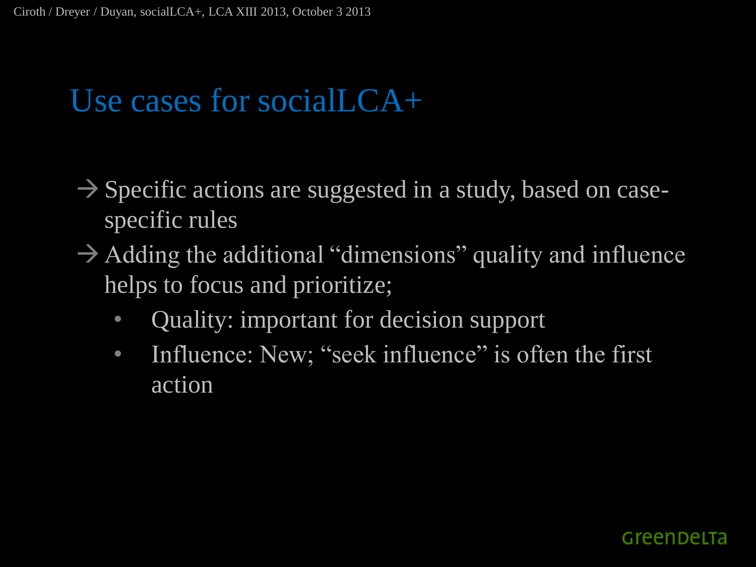# Use cases for socialLCA+

→ Specific actions are suggested in a study, based on case-specific rules

→ Adding the additional "dimensions" quality and influence helps to focus and prioritize;

- Quality: important for decision support
- Influence: New; "seek influence" is often the first action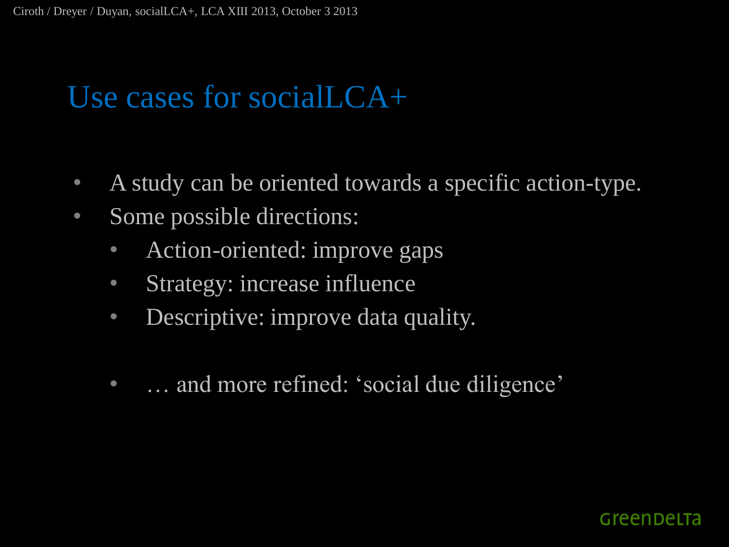# Use cases for socialLCA+

- A study can be oriented towards a specific action-type.
- Some possible directions:
  - Action-oriented: improve gaps
  - Strategy: increase influence
  - Descriptive: improve data quality.

  - … and more refined: 'social due diligence'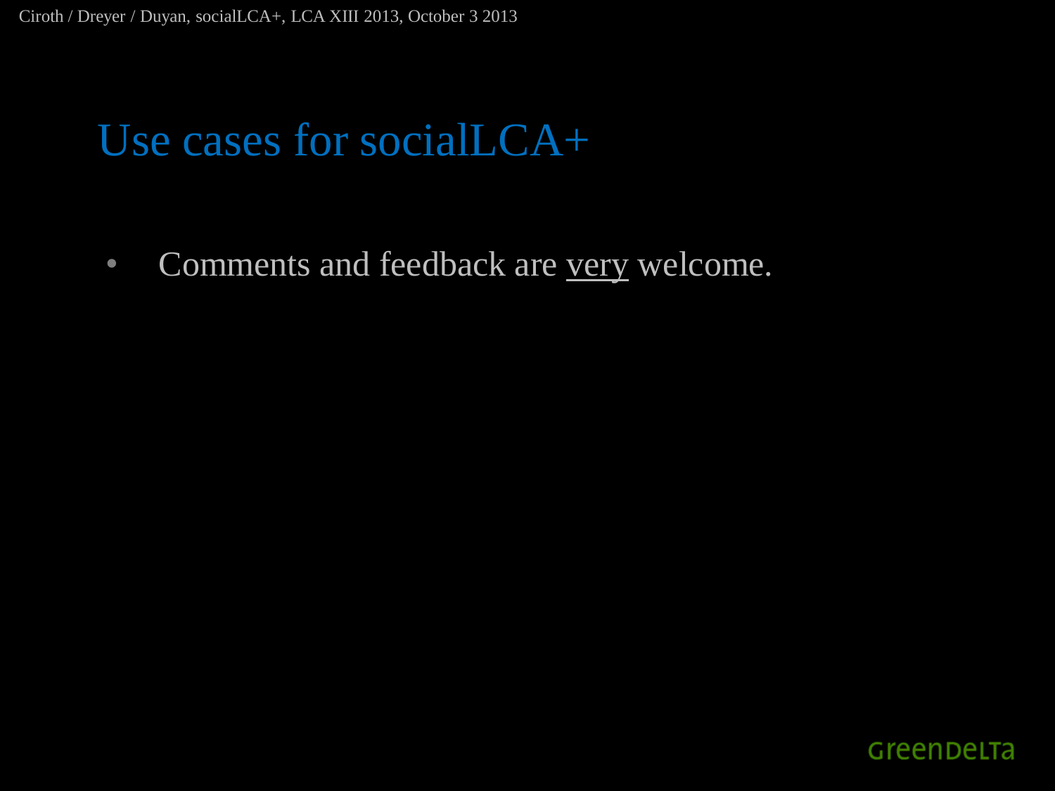# Use cases for socialLCA+

- Comments and feedback are <u>very</u> welcome.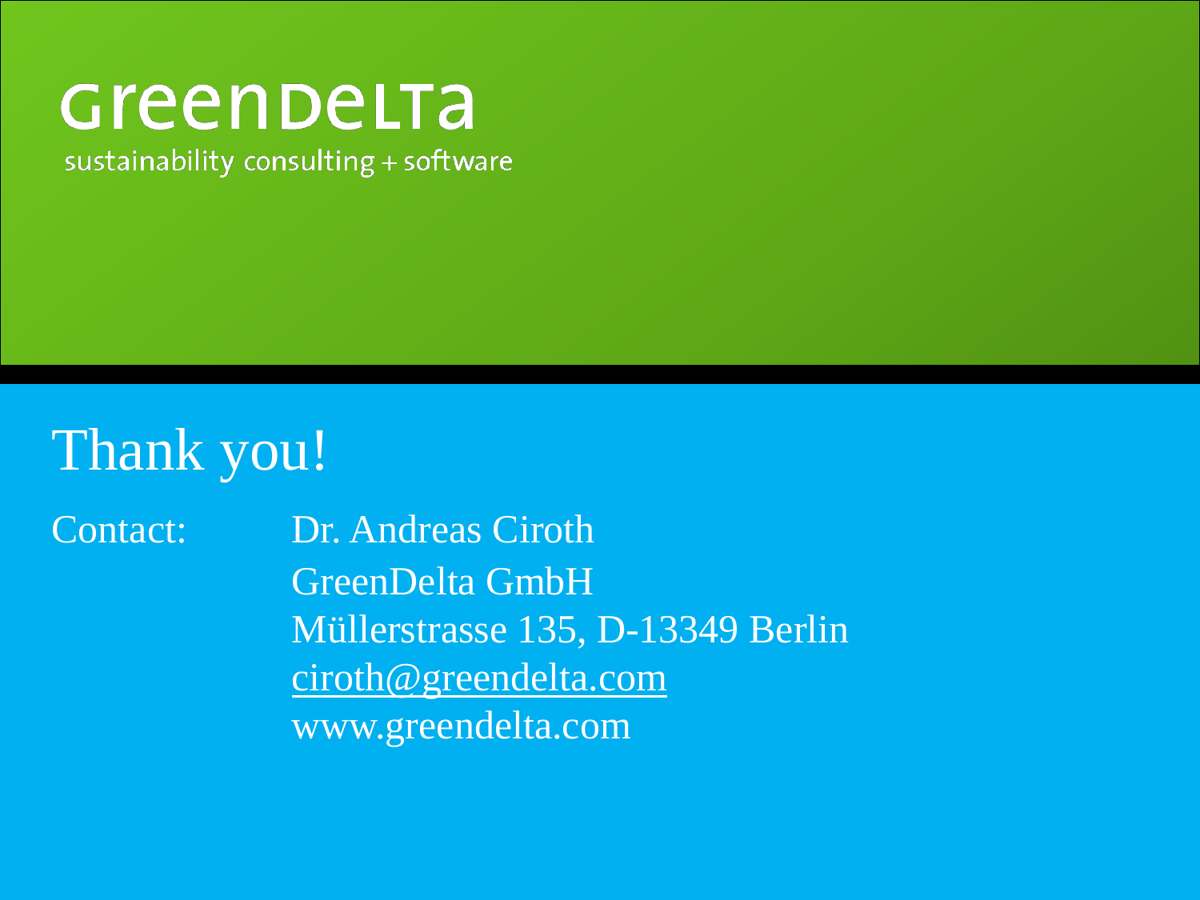GreenDelta

sustainability consulting + software

# Thank you!

Contact: Dr. Andreas Ciroth
GreenDelta GmbH
Müllerstrasse 135, D-13349 Berlin
ciroth@greendelta.com
www.greendelta.com